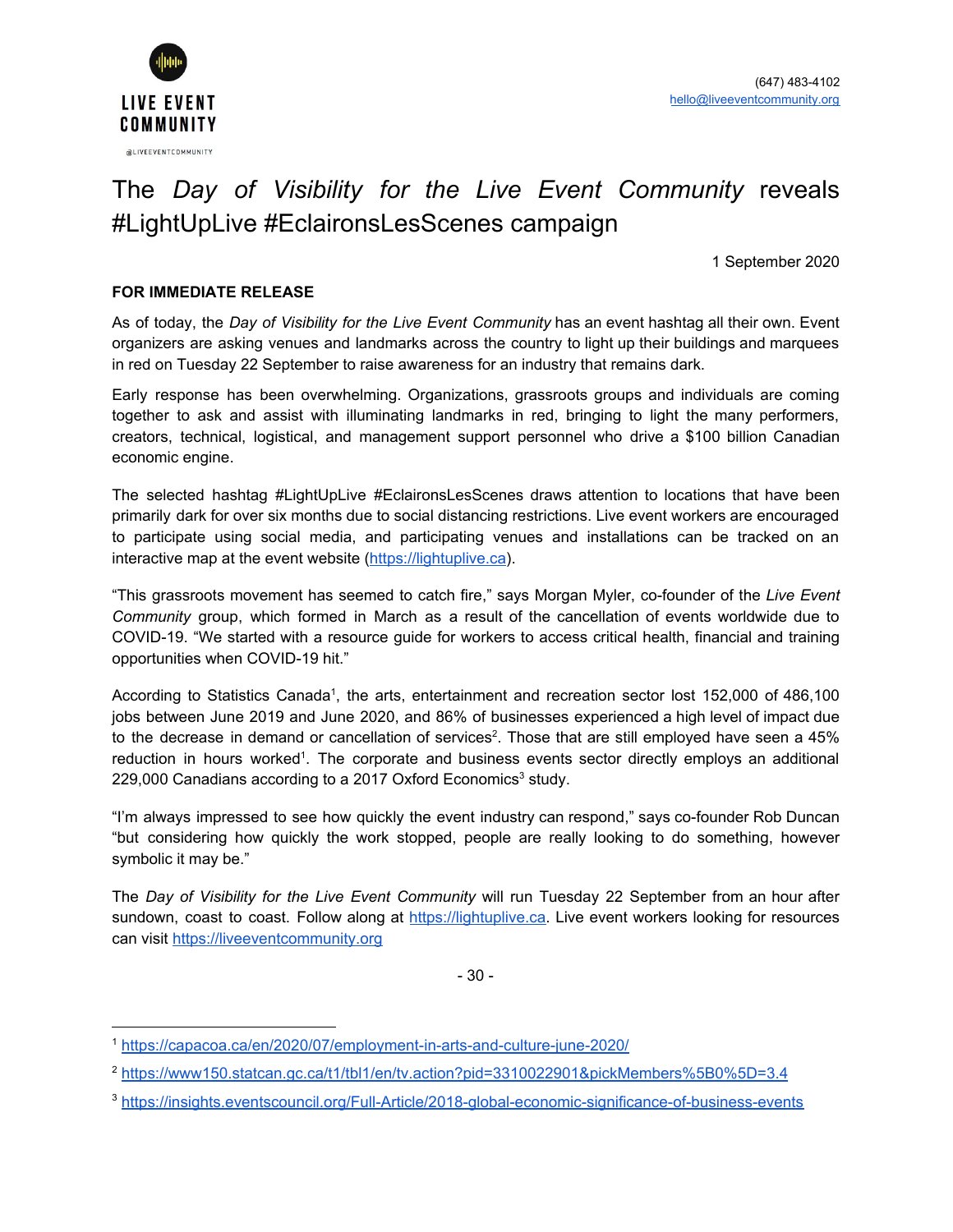LIVE EVENT COMMUNITY

@LIVEEVENTCOMMUNITY

(647) 483-4102
hello@liveeventcommunity.org

# The *Day of Visibility for the Live Event Community* reveals #LightUpLive #EclaironsLesScenes campaign

1 September 2020

**FOR IMMEDIATE RELEASE**

As of today, the *Day of Visibility for the Live Event Community* has an event hashtag all their own. Event organizers are asking venues and landmarks across the country to light up their buildings and marquees in red on Tuesday 22 September to raise awareness for an industry that remains dark.

Early response has been overwhelming. Organizations, grassroots groups and individuals are coming together to ask and assist with illuminating landmarks in red, bringing to light the many performers, creators, technical, logistical, and management support personnel who drive a $100 billion Canadian economic engine.

The selected hashtag #LightUpLive #EclaironsLesScenes draws attention to locations that have been primarily dark for over six months due to social distancing restrictions. Live event workers are encouraged to participate using social media, and participating venues and installations can be tracked on an interactive map at the event website (https://lightuplive.ca).

"This grassroots movement has seemed to catch fire," says Morgan Myler, co-founder of the *Live Event Community* group, which formed in March as a result of the cancellation of events worldwide due to COVID-19. "We started with a resource guide for workers to access critical health, financial and training opportunities when COVID-19 hit."

According to Statistics Canada[1], the arts, entertainment and recreation sector lost 152,000 of 486,100 jobs between June 2019 and June 2020, and 86% of businesses experienced a high level of impact due to the decrease in demand or cancellation of services[2]. Those that are still employed have seen a 45% reduction in hours worked[1]. The corporate and business events sector directly employs an additional 229,000 Canadians according to a 2017 Oxford Economics[3] study.

"I'm always impressed to see how quickly the event industry can respond," says co-founder Rob Duncan "but considering how quickly the work stopped, people are really looking to do something, however symbolic it may be."

The *Day of Visibility for the Live Event Community* will run Tuesday 22 September from an hour after sundown, coast to coast. Follow along at https://lightuplive.ca. Live event workers looking for resources can visit https://liveeventcommunity.org

- 30 -

[1] https://capacoa.ca/en/2020/07/employment-in-arts-and-culture-june-2020/

[2] https://www150.statcan.gc.ca/t1/tbl1/en/tv.action?pid=3310022901&pickMembers%5B0%5D=3.4

[3] https://insights.eventscouncil.org/Full-Article/2018-global-economic-significance-of-business-events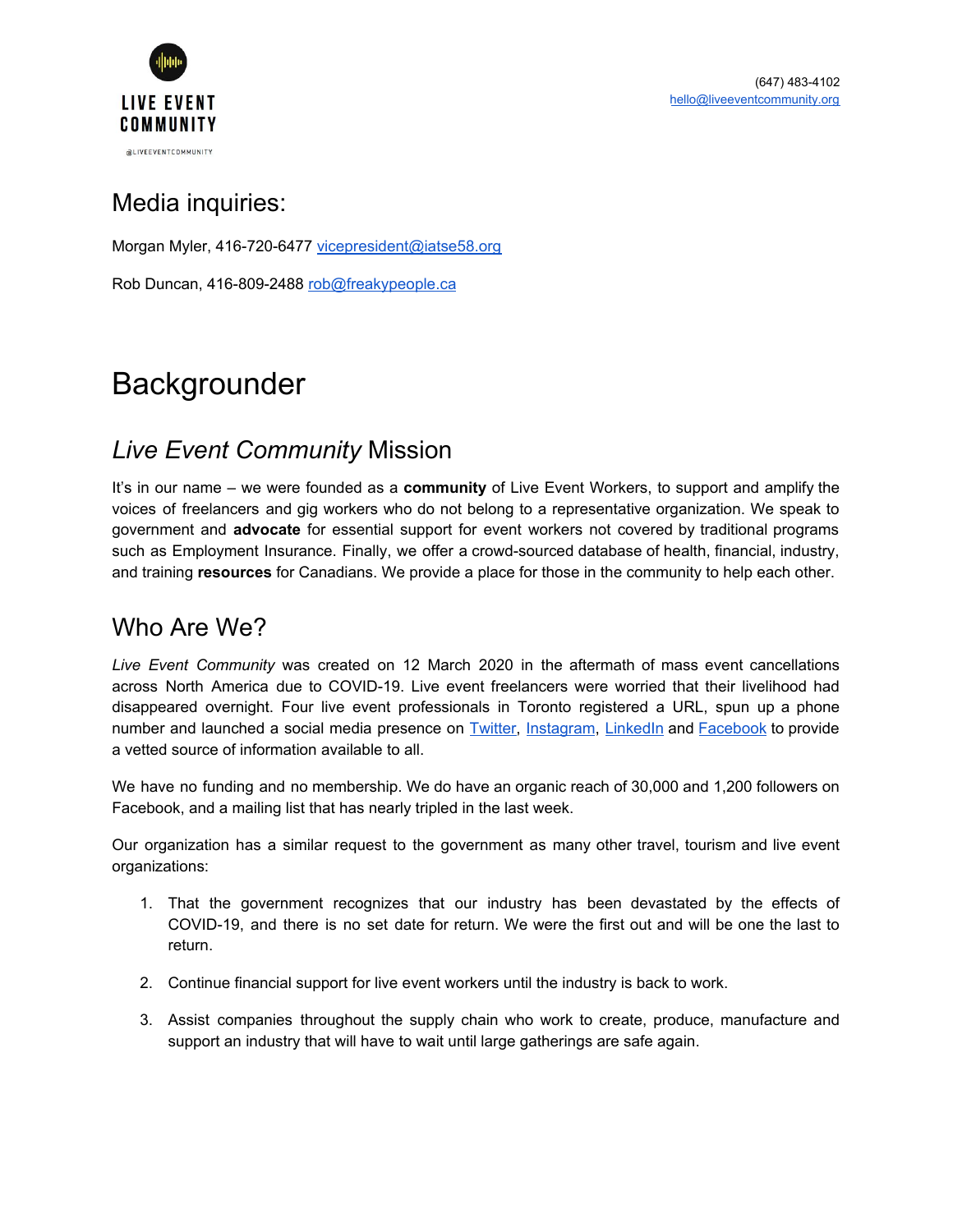LIVE EVENT COMMUNITY

@LIVEEVENTCOMMUNITY

(647) 483-4102
hello@liveeventcommunity.org

## Media inquiries:

Morgan Myler, 416-720-6477 vicepresident@iatse58.org

Rob Duncan, 416-809-2488 rob@freakypeople.ca

# Backgrounder

## *Live Event Community* Mission

It's in our name – we were founded as a **community** of Live Event Workers, to support and amplify the voices of freelancers and gig workers who do not belong to a representative organization. We speak to government and **advocate** for essential support for event workers not covered by traditional programs such as Employment Insurance. Finally, we offer a crowd-sourced database of health, financial, industry, and training **resources** for Canadians. We provide a place for those in the community to help each other.

## Who Are We?

*Live Event Community* was created on 12 March 2020 in the aftermath of mass event cancellations across North America due to COVID-19. Live event freelancers were worried that their livelihood had disappeared overnight. Four live event professionals in Toronto registered a URL, spun up a phone number and launched a social media presence on Twitter, Instagram, LinkedIn and Facebook to provide a vetted source of information available to all.

We have no funding and no membership. We do have an organic reach of 30,000 and 1,200 followers on Facebook, and a mailing list that has nearly tripled in the last week.

Our organization has a similar request to the government as many other travel, tourism and live event organizations:

1. That the government recognizes that our industry has been devastated by the effects of COVID-19, and there is no set date for return. We were the first out and will be one the last to return.
2. Continue financial support for live event workers until the industry is back to work.
3. Assist companies throughout the supply chain who work to create, produce, manufacture and support an industry that will have to wait until large gatherings are safe again.